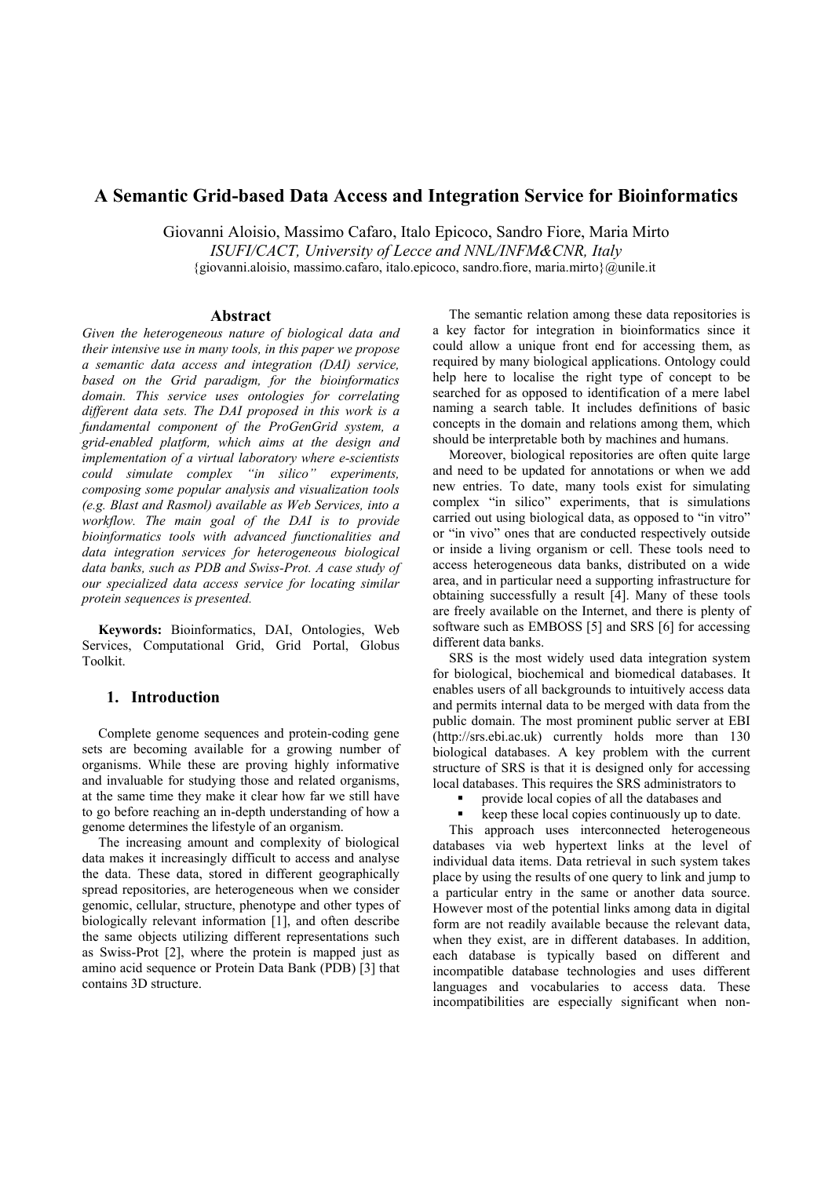# A Semantic Grid-based Data Access and Integration Service for Bioinformatics

Giovanni Aloisio, Massimo Cafaro, Italo Epicoco, Sandro Fiore, Maria Mirto

*ISUFI/CACT, University of Lecce and NNL/INFM&CNR, Italy*

{giovanni.aloisio, massimo.cafaro, italo.epicoco, sandro.fiore, maria.mirto}@unile.it

## Abstract

*Given the heterogeneous nature of biological data and their intensive use in many tools, in this paper we propose a semantic data access and integration (DAI) service, based on the Grid paradigm, for the bioinformatics domain. This service uses ontologies for correlating different data sets. The DAI proposed in this work is a fundamental component of the ProGenGrid system, a grid-enabled platform, which aims at the design and implementation of a virtual laboratory where e-scientists could simulate complex "in silico" experiments, composing some popular analysis and visualization tools (e.g. Blast and Rasmol) available as Web Services, into a workflow. The main goal of the DAI is to provide bioinformatics tools with advanced functionalities and data integration services for heterogeneous biological data banks, such as PDB and Swiss-Prot. A case study of our specialized data access service for locating similar protein sequences is presented.*

**Keywords:** Bioinformatics, DAI, Ontologies, Web Services, Computational Grid, Grid Portal, Globus Toolkit.

## 1. Introduction

Complete genome sequences and protein-coding gene sets are becoming available for a growing number of organisms. While these are proving highly informative and invaluable for studying those and related organisms, at the same time they make it clear how far we still have to go before reaching an in-depth understanding of how a genome determines the lifestyle of an organism.

The increasing amount and complexity of biological data makes it increasingly difficult to access and analyse the data. These data, stored in different geographically spread repositories, are heterogeneous when we consider genomic, cellular, structure, phenotype and other types of biologically relevant information [1], and often describe the same objects utilizing different representations such as Swiss-Prot [2], where the protein is mapped just as amino acid sequence or Protein Data Bank (PDB) [3] that contains 3D structure.

The semantic relation among these data repositories is a key factor for integration in bioinformatics since it could allow a unique front end for accessing them, as required by many biological applications. Ontology could help here to localise the right type of concept to be searched for as opposed to identification of a mere label naming a search table. It includes definitions of basic concepts in the domain and relations among them, which should be interpretable both by machines and humans.

Moreover, biological repositories are often quite large and need to be updated for annotations or when we add new entries. To date, many tools exist for simulating complex "in silico" experiments, that is simulations carried out using biological data, as opposed to "in vitro" or "in vivo" ones that are conducted respectively outside or inside a living organism or cell. These tools need to access heterogeneous data banks, distributed on a wide area, and in particular need a supporting infrastructure for obtaining successfully a result [4]. Many of these tools are freely available on the Internet, and there is plenty of software such as EMBOSS [5] and SRS [6] for accessing different data banks.

SRS is the most widely used data integration system for biological, biochemical and biomedical databases. It enables users of all backgrounds to intuitively access data and permits internal data to be merged with data from the public domain. The most prominent public server at EBI (http://srs.ebi.ac.uk) currently holds more than 130 biological databases. A key problem with the current structure of SRS is that it is designed only for accessing local databases. This requires the SRS administrators to

- provide local copies of all the databases and
- keep these local copies continuously up to date.

This approach uses interconnected heterogeneous databases via web hypertext links at the level of individual data items. Data retrieval in such system takes place by using the results of one query to link and jump to a particular entry in the same or another data source. However most of the potential links among data in digital form are not readily available because the relevant data, when they exist, are in different databases. In addition, each database is typically based on different and incompatible database technologies and uses different languages and vocabularies to access data. These incompatibilities are especially significant when non-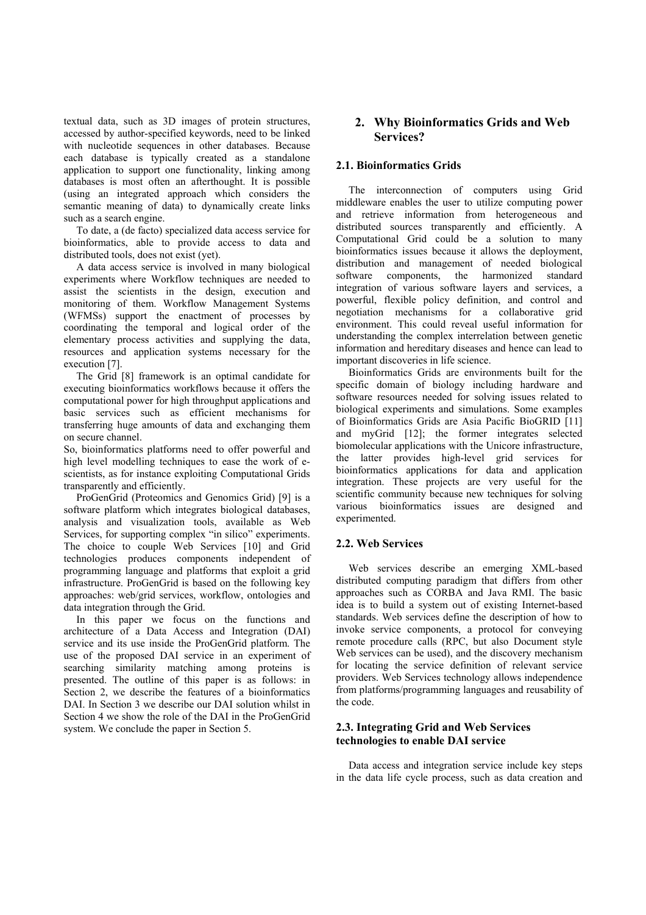textual data, such as 3D images of protein structures, accessed by author-specified keywords, need to be linked with nucleotide sequences in other databases. Because each database is typically created as a standalone application to support one functionality, linking among databases is most often an afterthought. It is possible (using an integrated approach which considers the semantic meaning of data) to dynamically create links such as a search engine.

To date, a (de facto) specialized data access service for bioinformatics, able to provide access to data and distributed tools, does not exist (yet).

A data access service is involved in many biological experiments where Workflow techniques are needed to assist the scientists in the design, execution and monitoring of them. Workflow Management Systems (WFMSs) support the enactment of processes by coordinating the temporal and logical order of the elementary process activities and supplying the data, resources and application systems necessary for the execution [7].

The Grid [8] framework is an optimal candidate for executing bioinformatics workflows because it offers the computational power for high throughput applications and basic services such as efficient mechanisms for transferring huge amounts of data and exchanging them on secure channel.

So, bioinformatics platforms need to offer powerful and high level modelling techniques to ease the work of e-scientists, as for instance exploiting Computational Grids transparently and efficiently.

ProGenGrid (Proteomics and Genomics Grid) [9] is a software platform which integrates biological databases, analysis and visualization tools, available as Web Services, for supporting complex "in silico" experiments. The choice to couple Web Services [10] and Grid technologies produces components independent of programming language and platforms that exploit a grid infrastructure. ProGenGrid is based on the following key approaches: web/grid services, workflow, ontologies and data integration through the Grid.

In this paper we focus on the functions and architecture of a Data Access and Integration (DAI) service and its use inside the ProGenGrid platform. The use of the proposed DAI service in an experiment of searching similarity matching among proteins is presented. The outline of this paper is as follows: in Section 2, we describe the features of a bioinformatics DAI. In Section 3 we describe our DAI solution whilst in Section 4 we show the role of the DAI in the ProGenGrid system. We conclude the paper in Section 5.

## 2. Why Bioinformatics Grids and Web Services?

### 2.1. Bioinformatics Grids

The interconnection of computers using Grid middleware enables the user to utilize computing power and retrieve information from heterogeneous and distributed sources transparently and efficiently. A Computational Grid could be a solution to many bioinformatics issues because it allows the deployment, distribution and management of needed biological software components, the harmonized standard integration of various software layers and services, a powerful, flexible policy definition, and control and negotiation mechanisms for a collaborative grid environment. This could reveal useful information for understanding the complex interrelation between genetic information and hereditary diseases and hence can lead to important discoveries in life science.

Bioinformatics Grids are environments built for the specific domain of biology including hardware and software resources needed for solving issues related to biological experiments and simulations. Some examples of Bioinformatics Grids are Asia Pacific BioGRID [11] and myGrid [12]; the former integrates selected biomolecular applications with the Unicore infrastructure, the latter provides high-level grid services for bioinformatics applications for data and application integration. These projects are very useful for the scientific community because new techniques for solving various bioinformatics issues are designed and experimented.

### 2.2. Web Services

Web services describe an emerging XML-based distributed computing paradigm that differs from other approaches such as CORBA and Java RMI. The basic idea is to build a system out of existing Internet-based standards. Web services define the description of how to invoke service components, a protocol for conveying remote procedure calls (RPC, but also Document style Web services can be used), and the discovery mechanism for locating the service definition of relevant service providers. Web Services technology allows independence from platforms/programming languages and reusability of the code.

### 2.3. Integrating Grid and Web Services technologies to enable DAI service

Data access and integration service include key steps in the data life cycle process, such as data creation and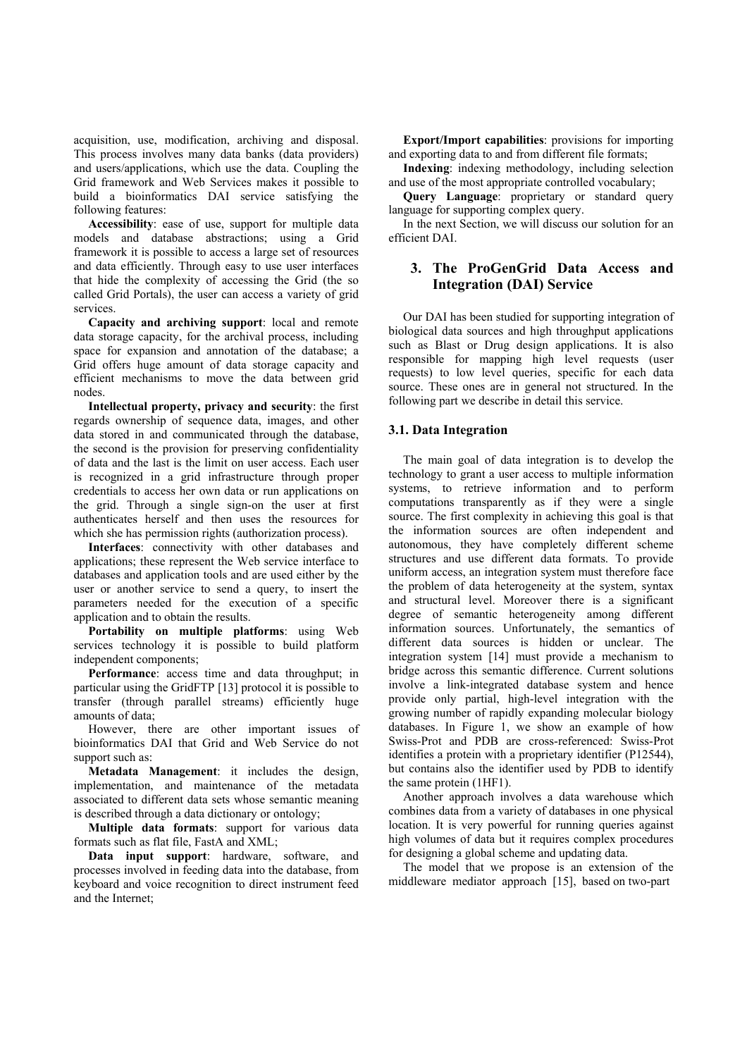acquisition, use, modification, archiving and disposal. This process involves many data banks (data providers) and users/applications, which use the data. Coupling the Grid framework and Web Services makes it possible to build a bioinformatics DAI service satisfying the following features:

**Accessibility**: ease of use, support for multiple data models and database abstractions; using a Grid framework it is possible to access a large set of resources and data efficiently. Through easy to use user interfaces that hide the complexity of accessing the Grid (the so called Grid Portals), the user can access a variety of grid services.

**Capacity and archiving support**: local and remote data storage capacity, for the archival process, including space for expansion and annotation of the database; a Grid offers huge amount of data storage capacity and efficient mechanisms to move the data between grid nodes.

**Intellectual property, privacy and security**: the first regards ownership of sequence data, images, and other data stored in and communicated through the database, the second is the provision for preserving confidentiality of data and the last is the limit on user access. Each user is recognized in a grid infrastructure through proper credentials to access her own data or run applications on the grid. Through a single sign-on the user at first authenticates herself and then uses the resources for which she has permission rights (authorization process).

**Interfaces**: connectivity with other databases and applications; these represent the Web service interface to databases and application tools and are used either by the user or another service to send a query, to insert the parameters needed for the execution of a specific application and to obtain the results.

**Portability on multiple platforms**: using Web services technology it is possible to build platform independent components;

**Performance**: access time and data throughput; in particular using the GridFTP [13] protocol it is possible to transfer (through parallel streams) efficiently huge amounts of data;

However, there are other important issues of bioinformatics DAI that Grid and Web Service do not support such as:

**Metadata Management**: it includes the design, implementation, and maintenance of the metadata associated to different data sets whose semantic meaning is described through a data dictionary or ontology;

**Multiple data formats**: support for various data formats such as flat file, FastA and XML;

**Data input support**: hardware, software, and processes involved in feeding data into the database, from keyboard and voice recognition to direct instrument feed and the Internet;

**Export/Import capabilities**: provisions for importing and exporting data to and from different file formats;

**Indexing**: indexing methodology, including selection and use of the most appropriate controlled vocabulary;

**Query Language**: proprietary or standard query language for supporting complex query.

In the next Section, we will discuss our solution for an efficient DAI.

## 3. The ProGenGrid Data Access and Integration (DAI) Service

Our DAI has been studied for supporting integration of biological data sources and high throughput applications such as Blast or Drug design applications. It is also responsible for mapping high level requests (user requests) to low level queries, specific for each data source. These ones are in general not structured. In the following part we describe in detail this service.

### 3.1. Data Integration

The main goal of data integration is to develop the technology to grant a user access to multiple information systems, to retrieve information and to perform computations transparently as if they were a single source. The first complexity in achieving this goal is that the information sources are often independent and autonomous, they have completely different scheme structures and use different data formats. To provide uniform access, an integration system must therefore face the problem of data heterogeneity at the system, syntax and structural level. Moreover there is a significant degree of semantic heterogeneity among different information sources. Unfortunately, the semantics of different data sources is hidden or unclear. The integration system [14] must provide a mechanism to bridge across this semantic difference. Current solutions involve a link-integrated database system and hence provide only partial, high-level integration with the growing number of rapidly expanding molecular biology databases. In Figure 1, we show an example of how Swiss-Prot and PDB are cross-referenced: Swiss-Prot identifies a protein with a proprietary identifier (P12544), but contains also the identifier used by PDB to identify the same protein (1HF1).

Another approach involves a data warehouse which combines data from a variety of databases in one physical location. It is very powerful for running queries against high volumes of data but it requires complex procedures for designing a global scheme and updating data.

The model that we propose is an extension of the middleware mediator approach [15], based on two-part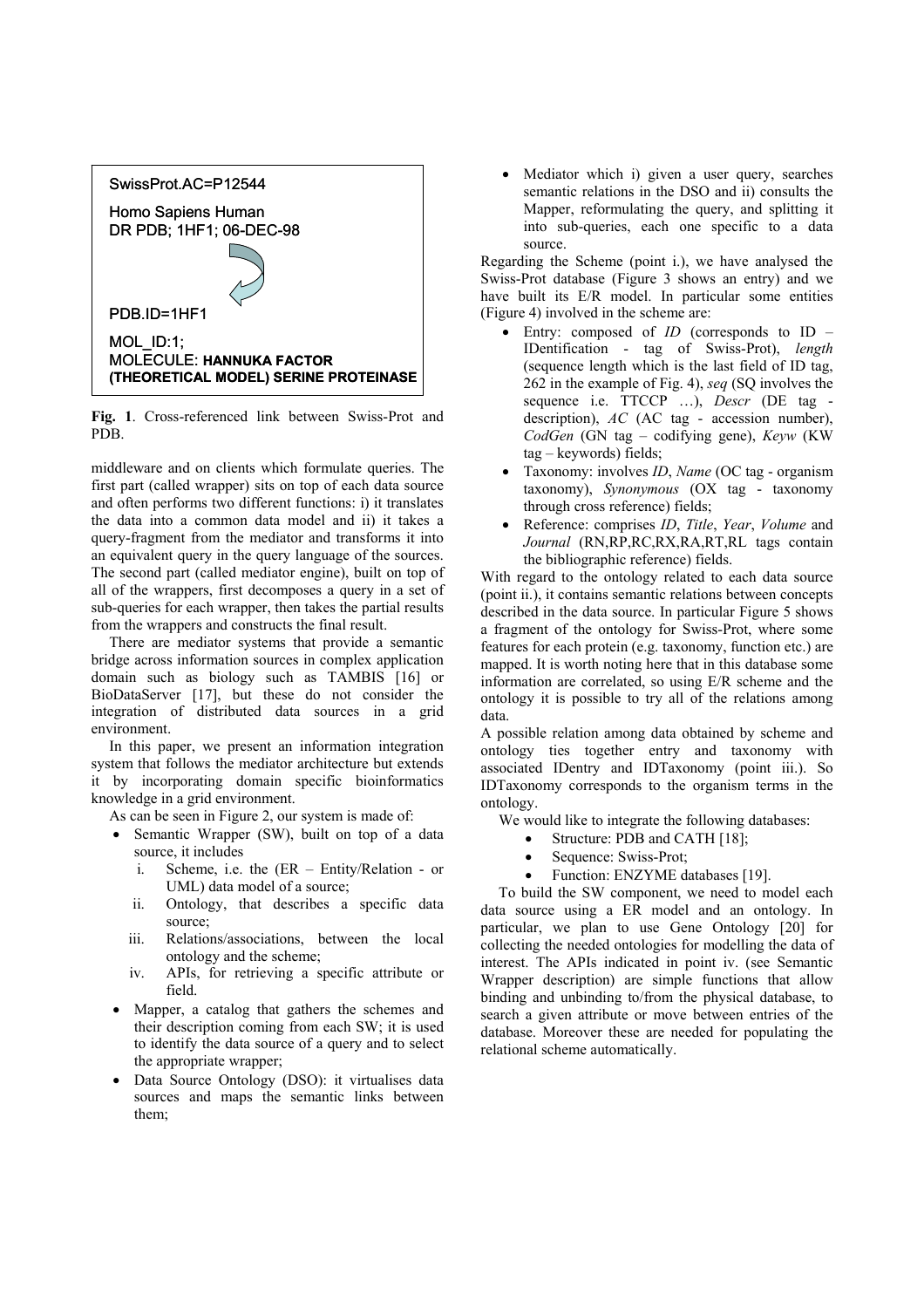SwissProt.AC=P12544

Homo Sapiens Human
DR PDB; 1HF1; 06-DEC-98

PDB.ID=1HF1

MOL_ID:1;
MOLECULE: **HANNUKA FACTOR (THEORETICAL MODEL) SERINE PROTEINASE**

**Fig. 1**. Cross-referenced link between Swiss-Prot and PDB.

middleware and on clients which formulate queries. The first part (called wrapper) sits on top of each data source and often performs two different functions: i) it translates the data into a common data model and ii) it takes a query-fragment from the mediator and transforms it into an equivalent query in the query language of the sources. The second part (called mediator engine), built on top of all of the wrappers, first decomposes a query in a set of sub-queries for each wrapper, then takes the partial results from the wrappers and constructs the final result.

There are mediator systems that provide a semantic bridge across information sources in complex application domain such as biology such as TAMBIS [16] or BioDataServer [17], but these do not consider the integration of distributed data sources in a grid environment.

In this paper, we present an information integration system that follows the mediator architecture but extends it by incorporating domain specific bioinformatics knowledge in a grid environment.

As can be seen in Figure 2, our system is made of:

- Semantic Wrapper (SW), built on top of a data source, it includes
  i. Scheme, i.e. the (ER – Entity/Relation - or UML) data model of a source;
  ii. Ontology, that describes a specific data source;
  iii. Relations/associations, between the local ontology and the scheme;
  iv. APIs, for retrieving a specific attribute or field.
- Mapper, a catalog that gathers the schemes and their description coming from each SW; it is used to identify the data source of a query and to select the appropriate wrapper;
- Data Source Ontology (DSO): it virtualises data sources and maps the semantic links between them;
- Mediator which i) given a user query, searches semantic relations in the DSO and ii) consults the Mapper, reformulating the query, and splitting it into sub-queries, each one specific to a data source.

Regarding the Scheme (point i.), we have analysed the Swiss-Prot database (Figure 3 shows an entry) and we have built its E/R model. In particular some entities (Figure 4) involved in the scheme are:

- Entry: composed of *ID* (corresponds to ID – IDentification - tag of Swiss-Prot), *length* (sequence length which is the last field of ID tag, 262 in the example of Fig. 4), *seq* (SQ involves the sequence i.e. TTCCP …), *Descr* (DE tag - description), *AC* (AC tag - accession number), *CodGen* (GN tag – codifying gene), *Keyw* (KW tag – keywords) fields;
- Taxonomy: involves *ID*, *Name* (OC tag - organism taxonomy), *Synonymous* (OX tag - taxonomy through cross reference) fields;
- Reference: comprises *ID*, *Title*, *Year*, *Volume* and *Journal* (RN,RP,RC,RX,RA,RT,RL tags contain the bibliographic reference) fields.

With regard to the ontology related to each data source (point ii.), it contains semantic relations between concepts described in the data source. In particular Figure 5 shows a fragment of the ontology for Swiss-Prot, where some features for each protein (e.g. taxonomy, function etc.) are mapped. It is worth noting here that in this database some information are correlated, so using E/R scheme and the ontology it is possible to try all of the relations among data.

A possible relation among data obtained by scheme and ontology ties together entry and taxonomy with associated IDentry and IDTaxonomy (point iii.). So IDTaxonomy corresponds to the organism terms in the ontology.

We would like to integrate the following databases:

- Structure: PDB and CATH [18];
- Sequence: Swiss-Prot;
- Function: ENZYME databases [19].

To build the SW component, we need to model each data source using a ER model and an ontology. In particular, we plan to use Gene Ontology [20] for collecting the needed ontologies for modelling the data of interest. The APIs indicated in point iv. (see Semantic Wrapper description) are simple functions that allow binding and unbinding to/from the physical database, to search a given attribute or move between entries of the database. Moreover these are needed for populating the relational scheme automatically.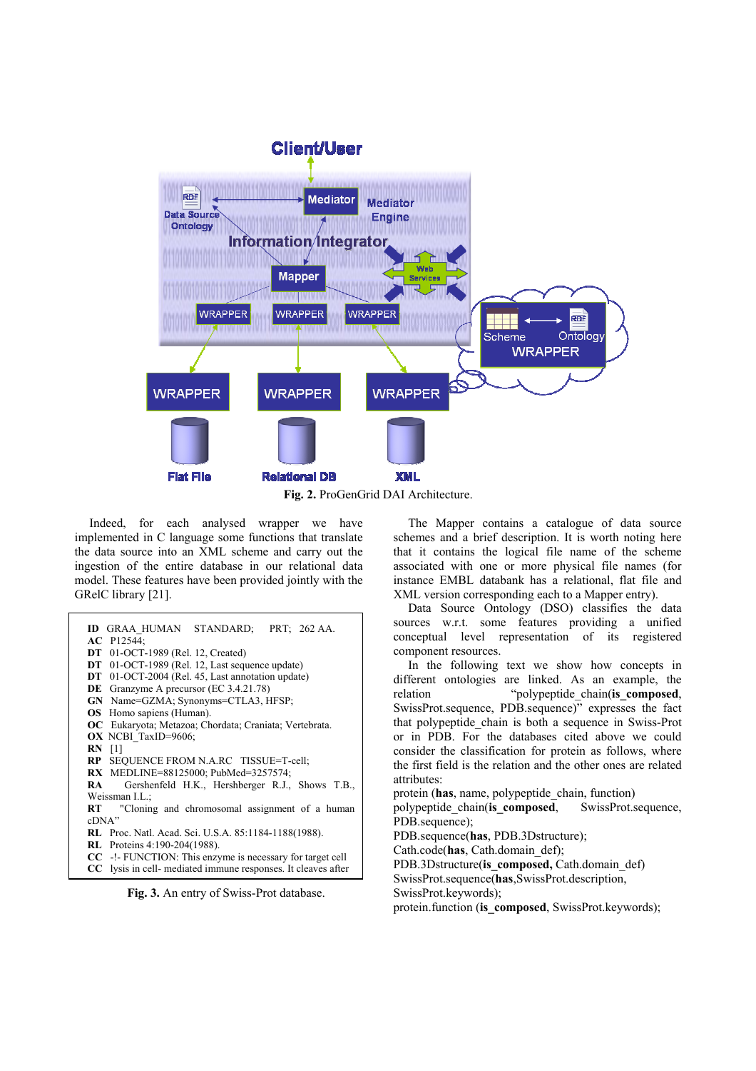Fig. 2. ProGenGrid DAI Architecture.

Indeed, for each analysed wrapper we have implemented in C language some functions that translate the data source into an XML scheme and carry out the ingestion of the entire database in our relational data model. These features have been provided jointly with the GRelC library [21].

```
ID  GRAA_HUMAN    STANDARD;     PRT;   262 AA.
AC  P12544;
DT  01-OCT-1989 (Rel. 12, Created)
DT  01-OCT-1989 (Rel. 12, Last sequence update)
DT  01-OCT-2004 (Rel. 45, Last annotation update)
DE  Granzyme A precursor (EC 3.4.21.78)
GN  Name=GZMA; Synonyms=CTLA3, HFSP;
OS  Homo sapiens (Human).
OC  Eukaryota; Metazoa; Chordata; Craniata; Vertebrata.
OX  NCBI_TaxID=9606;
RN  [1]
RP  SEQUENCE FROM N.A.RC   TISSUE=T-cell;
RX  MEDLINE=88125000; PubMed=3257574;
RA  Gershenfeld H.K., Hershberger R.J., Shows T.B., Weissman I.L.;
RT  "Cloning and chromosomal assignment of a human cDNA"
RL  Proc. Natl. Acad. Sci. U.S.A. 85:1184-1188(1988).
RL  Proteins 4:190-204(1988).
CC  -!- FUNCTION: This enzyme is necessary for target cell
CC  lysis in cell- mediated immune responses. It cleaves after
```

**Fig. 3.** An entry of Swiss-Prot database.

The Mapper contains a catalogue of data source schemes and a brief description. It is worth noting here that it contains the logical file name of the scheme associated with one or more physical file names (for instance EMBL databank has a relational, flat file and XML version corresponding each to a Mapper entry).

Data Source Ontology (DSO) classifies the data sources w.r.t. some features providing a unified conceptual level representation of its registered component resources.

In the following text we show how concepts in different ontologies are linked. As an example, the relation "polypeptide_chain(**is_composed**, SwissProt.sequence, PDB.sequence)" expresses the fact that polypeptide_chain is both a sequence in Swiss-Prot or in PDB. For the databases cited above we could consider the classification for protein as follows, where the first field is the relation and the other ones are related attributes:

protein (**has**, name, polypeptide_chain, function)
polypeptide_chain(**is_composed**, SwissProt.sequence, PDB.sequence);
PDB.sequence(**has**, PDB.3Dstructure);
Cath.code(**has**, Cath.domain_def);
PDB.3Dstructure(**is_composed,** Cath.domain_def)
SwissProt.sequence(**has**,SwissProt.description, SwissProt.keywords);
protein.function (**is_composed**, SwissProt.keywords);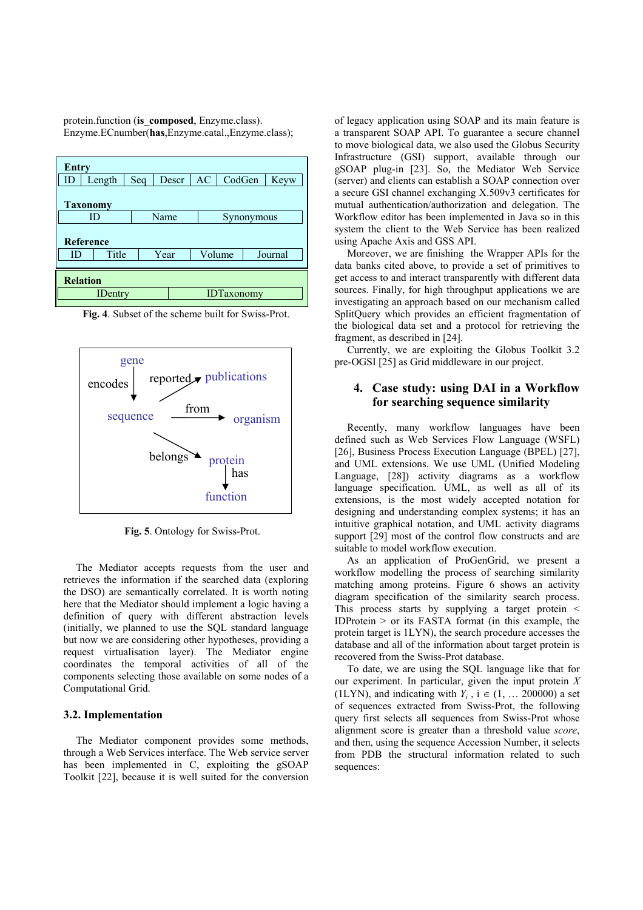protein.function (**is_composed**, Enzyme.class).
Enzyme.ECnumber(**has**,Enzyme.catal.,Enzyme.class);

**Entry**

| ID | Length | Seq | Descr | AC | CodGen | Keyw |
|---|---|---|---|---|---|---|

**Taxonomy**

| ID | Name | Synonymous |
|---|---|---|

**Reference**

| ID | Title | Year | Volume | Journal |
|---|---|---|---|---|

**Relation**

| IDentry | IDTaxonomy |
|---|---|

**Fig. 4**. Subset of the scheme built for Swiss-Prot.

gene —encodes→ sequence; sequence —reported→ publications; sequence —from→ organism; sequence —belongs→ protein; protein —has→ function

**Fig. 5**. Ontology for Swiss-Prot.

The Mediator accepts requests from the user and retrieves the information if the searched data (exploring the DSO) are semantically correlated. It is worth noting here that the Mediator should implement a logic having a definition of query with different abstraction levels (initially, we planned to use the SQL standard language but now we are considering other hypotheses, providing a request virtualisation layer). The Mediator engine coordinates the temporal activities of all of the components selecting those available on some nodes of a Computational Grid.

### 3.2. Implementation

The Mediator component provides some methods, through a Web Services interface. The Web service server has been implemented in C, exploiting the gSOAP Toolkit [22], because it is well suited for the conversion of legacy application using SOAP and its main feature is a transparent SOAP API. To guarantee a secure channel to move biological data, we also used the Globus Security Infrastructure (GSI) support, available through our gSOAP plug-in [23]. So, the Mediator Web Service (server) and clients can establish a SOAP connection over a secure GSI channel exchanging X.509v3 certificates for mutual authentication/authorization and delegation. The Workflow editor has been implemented in Java so in this system the client to the Web Service has been realized using Apache Axis and GSS API.

Moreover, we are finishing the Wrapper APIs for the data banks cited above, to provide a set of primitives to get access to and interact transparently with different data sources. Finally, for high throughput applications we are investigating an approach based on our mechanism called SplitQuery which provides an efficient fragmentation of the biological data set and a protocol for retrieving the fragment, as described in [24].

Currently, we are exploiting the Globus Toolkit 3.2 pre-OGSI [25] as Grid middleware in our project.

## 4. Case study: using DAI in a Workflow for searching sequence similarity

Recently, many workflow languages have been defined such as Web Services Flow Language (WSFL) [26], Business Process Execution Language (BPEL) [27], and UML extensions. We use UML (Unified Modeling Language, [28]) activity diagrams as a workflow language specification. UML, as well as all of its extensions, is the most widely accepted notation for designing and understanding complex systems; it has an intuitive graphical notation, and UML activity diagrams support [29] most of the control flow constructs and are suitable to model workflow execution.

As an application of ProGenGrid, we present a workflow modelling the process of searching similarity matching among proteins. Figure 6 shows an activity diagram specification of the similarity search process. This process starts by supplying a target protein < IDProtein > or its FASTA format (in this example, the protein target is 1LYN), the search procedure accesses the database and all of the information about target protein is recovered from the Swiss-Prot database.

To date, we are using the SQL language like that for our experiment. In particular, given the input protein $X$ (1LYN), and indicating with $Y_i$ , i $\in$ (1, … 200000) a set of sequences extracted from Swiss-Prot, the following query first selects all sequences from Swiss-Prot whose alignment score is greater than a threshold value *score*, and then, using the sequence Accession Number, it selects from PDB the structural information related to such sequences: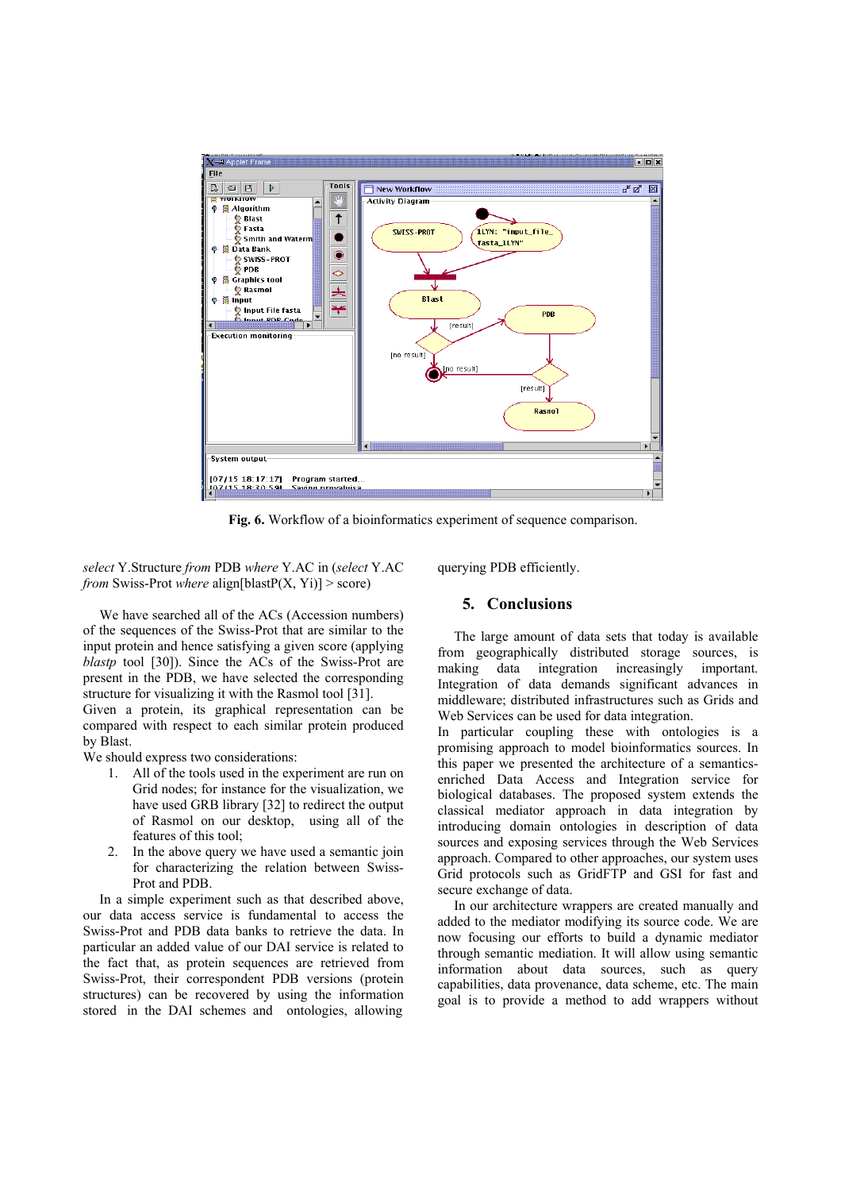**Fig. 6.** Workflow of a bioinformatics experiment of sequence comparison.

*select* Y.Structure *from* PDB *where* Y.AC in (*select* Y.AC *from* Swiss-Prot *where* align[blastP(X, Yi)] > score)

We have searched all of the ACs (Accession numbers) of the sequences of the Swiss-Prot that are similar to the input protein and hence satisfying a given score (applying *blastp* tool [30]). Since the ACs of the Swiss-Prot are present in the PDB, we have selected the corresponding structure for visualizing it with the Rasmol tool [31].
Given a protein, its graphical representation can be compared with respect to each similar protein produced by Blast.
We should express two considerations:

1. All of the tools used in the experiment are run on Grid nodes; for instance for the visualization, we have used GRB library [32] to redirect the output of Rasmol on our desktop, using all of the features of this tool;
2. In the above query we have used a semantic join for characterizing the relation between Swiss-Prot and PDB.

In a simple experiment such as that described above, our data access service is fundamental to access the Swiss-Prot and PDB data banks to retrieve the data. In particular an added value of our DAI service is related to the fact that, as protein sequences are retrieved from Swiss-Prot, their correspondent PDB versions (protein structures) can be recovered by using the information stored in the DAI schemes and ontologies, allowing querying PDB efficiently.

## 5. Conclusions

The large amount of data sets that today is available from geographically distributed storage sources, is making data integration increasingly important. Integration of data demands significant advances in middleware; distributed infrastructures such as Grids and Web Services can be used for data integration.
In particular coupling these with ontologies is a promising approach to model bioinformatics sources. In this paper we presented the architecture of a semantics-enriched Data Access and Integration service for biological databases. The proposed system extends the classical mediator approach in data integration by introducing domain ontologies in description of data sources and exposing services through the Web Services approach. Compared to other approaches, our system uses Grid protocols such as GridFTP and GSI for fast and secure exchange of data.

In our architecture wrappers are created manually and added to the mediator modifying its source code. We are now focusing our efforts to build a dynamic mediator through semantic mediation. It will allow using semantic information about data sources, such as query capabilities, data provenance, data scheme, etc. The main goal is to provide a method to add wrappers without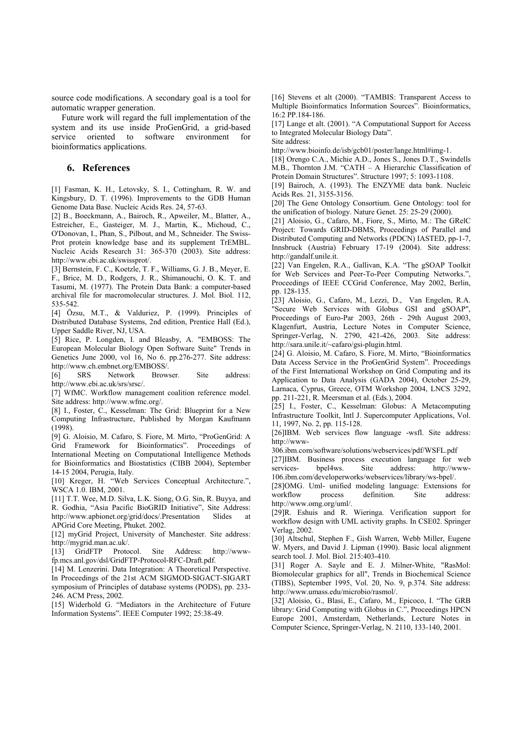source code modifications. A secondary goal is a tool for automatic wrapper generation.

Future work will regard the full implementation of the system and its use inside ProGenGrid, a grid-based service oriented to software environment for bioinformatics applications.

## 6. References

[1] Fasman, K. H., Letovsky, S. I., Cottingham, R. W. and Kingsbury, D. T. (1996). Improvements to the GDB Human Genome Data Base. Nucleic Acids Res. 24, 57-63.

[2] B., Boeckmann, A., Bairoch, R., Apweiler, M., Blatter, A., Estreicher, E., Gasteiger, M. J., Martin, K., Michoud, C., O'Donovan, I., Phan, S., Pilbout, and M., Schneider. The Swiss-Prot protein knowledge base and its supplement TrEMBL. Nucleic Acids Research 31: 365-370 (2003). Site address: http://www.ebi.ac.uk/swissprot/.

[3] Bernstein, F. C., Koetzle, T. F., Williams, G. J. B., Meyer, E. F., Brice, M. D., Rodgers, J. R., Shimanouchi, O. K. T. and Tasumi, M. (1977). The Protein Data Bank: a computer-based archival file for macromolecular structures. J. Mol. Biol. 112, 535-542.

[4] Özsu, M.T., & Valduriez, P. (1999). Principles of Distributed Database Systems, 2nd edition, Prentice Hall (Ed.), Upper Saddle River, NJ, USA.

[5] Rice, P. Longden, I. and Bleasby, A. "EMBOSS: The European Molecular Biology Open Software Suite" Trends in Genetics June 2000, vol 16, No 6. pp.276-277. Site address: http://www.ch.embnet.org/EMBOSS/.

[6] SRS Network Browser. Site address: http://www.ebi.ac.uk/srs/srsc/.

[7] WfMC. Workflow management coalition reference model. Site address: http://www.wfmc.org/.

[8] I., Foster, C., Kesselman: The Grid: Blueprint for a New Computing Infrastructure, Published by Morgan Kaufmann (1998).

[9] G. Aloisio, M. Cafaro, S. Fiore, M. Mirto, "ProGenGrid: A Grid Framework for Bioinformatics". Proceedings of International Meeting on Computational Intelligence Methods for Bioinformatics and Biostatistics (CIBB 2004), September 14-15 2004, Perugia, Italy.

[10] Kreger, H. "Web Services Conceptual Architecture.", WSCA 1.0. IBM, 2001.

[11] T.T. Wee, M.D. Silva, L.K. Siong, O.G. Sin, R. Buyya, and R. Godhia, "Asia Pacific BioGRID Initiative", Site Address: http://www.apbionet.org/grid/docs/.Presentation Slides at APGrid Core Meeting, Phuket. 2002.

[12] myGrid Project, University of Manchester. Site address: http://mygrid.man.ac.uk/.

[13] GridFTP Protocol. Site Address: http://www-fp.mcs.anl.gov/dsl/GridFTP-Protocol-RFC-Draft.pdf.

[14] M. Lenzerini. Data Integration: A Theoretical Perspective. In Proceedings of the 21st ACM SIGMOD-SIGACT-SIGART symposium of Principles of database systems (PODS), pp. 233-246. ACM Press, 2002.

[15] Widerhold G. "Mediators in the Architecture of Future Information Systems". IEEE Computer 1992; 25:38-49.

[16] Stevens et alt (2000). "TAMBIS: Transparent Access to Multiple Bioinformatics Information Sources". Bioinformatics, 16:2 PP.184-186.

[17] Lange et alt. (2001). "A Computational Support for Access to Integrated Molecular Biology Data". Site address: http://www.bioinfo.de/isb/gcb01/poster/lange.html#img-1.

[18] Orengo C.A., Michie A.D., Jones S., Jones D.T., Swindells M.B., Thornton J.M. "CATH – A Hierarchic Classification of Protein Domain Structures". Structure 1997; 5: 1093-1108.

[19] Bairoch, A. (1993). The ENZYME data bank. Nucleic Acids Res. 21, 3155-3156.

[20] The Gene Ontology Consortium. Gene Ontology: tool for the unification of biology. Nature Genet. 25: 25-29 (2000).

[21] Aloisio, G., Cafaro, M., Fiore, S., Mirto, M.: The GRelC Project: Towards GRID-DBMS, Proceedings of Parallel and Distributed Computing and Networks (PDCN) IASTED, pp-1-7, Innsbruck (Austria) February 17-19 (2004). Site address: http://gandalf.unile.it.

[22] Van Engelen, R.A., Gallivan, K.A. "The gSOAP Toolkit for Web Services and Peer-To-Peer Computing Networks.", Proceedings of IEEE CCGrid Conference, May 2002, Berlin, pp. 128-135.

[23] Aloisio, G., Cafaro, M., Lezzi, D., Van Engelen, R.A. "Secure Web Services with Globus GSI and gSOAP", Proceedings of Euro-Par 2003, 26th - 29th August 2003, Klagenfurt, Austria, Lecture Notes in Computer Science, Springer-Verlag, N. 2790, 421-426, 2003. Site address: http://sara.unile.it/~cafaro/gsi-plugin.html.

[24] G. Aloisio, M. Cafaro, S. Fiore, M. Mirto, "Bioinformatics Data Access Service in the ProGenGrid System". Proceedings of the First International Workshop on Grid Computing and its Application to Data Analysis (GADA 2004), October 25-29, Larnaca, Cyprus, Greece, OTM Workshop 2004, LNCS 3292, pp. 211-221, R. Meersman et al. (Eds.), 2004.

[25] I., Foster, C., Kesselman: Globus: A Metacomputing Infrastructure Toolkit, Intl J. Supercomputer Applications, Vol. 11, 1997, No. 2, pp. 115-128.

[26]IBM. Web services flow language -wsfl. Site address: http://www-306.ibm.com/software/solutions/webservices/pdf/WSFL.pdf

[27]IBM. Business process execution language for web services- bpel4ws. Site address: http://www-106.ibm.com/developerworks/webservices/library/ws-bpel/.

[28]OMG. Uml- unified modeling language: Extensions for workflow process definition. Site address: http://www.omg.org/uml/.

[29]R. Eshuis and R. Wieringa. Verification support for workflow design with UML activity graphs. In CSE02. Springer Verlag, 2002.

[30] Altschul, Stephen F., Gish Warren, Webb Miller, Eugene W. Myers, and David J. Lipman (1990). Basic local alignment search tool. J. Mol. Biol. 215:403-410.

[31] Roger A. Sayle and E. J. Milner-White, "RasMol: Biomolecular graphics for all", Trends in Biochemical Science (TIBS), September 1995, Vol. 20, No. 9, p.374. Site address: http://www.umass.edu/microbio/rasmol/.

[32] Aloisio, G., Blasi, E., Cafaro, M., Epicoco, I. "The GRB library: Grid Computing with Globus in C.", Proceedings HPCN Europe 2001, Amsterdam, Netherlands, Lecture Notes in Computer Science, Springer-Verlag, N. 2110, 133-140, 2001.